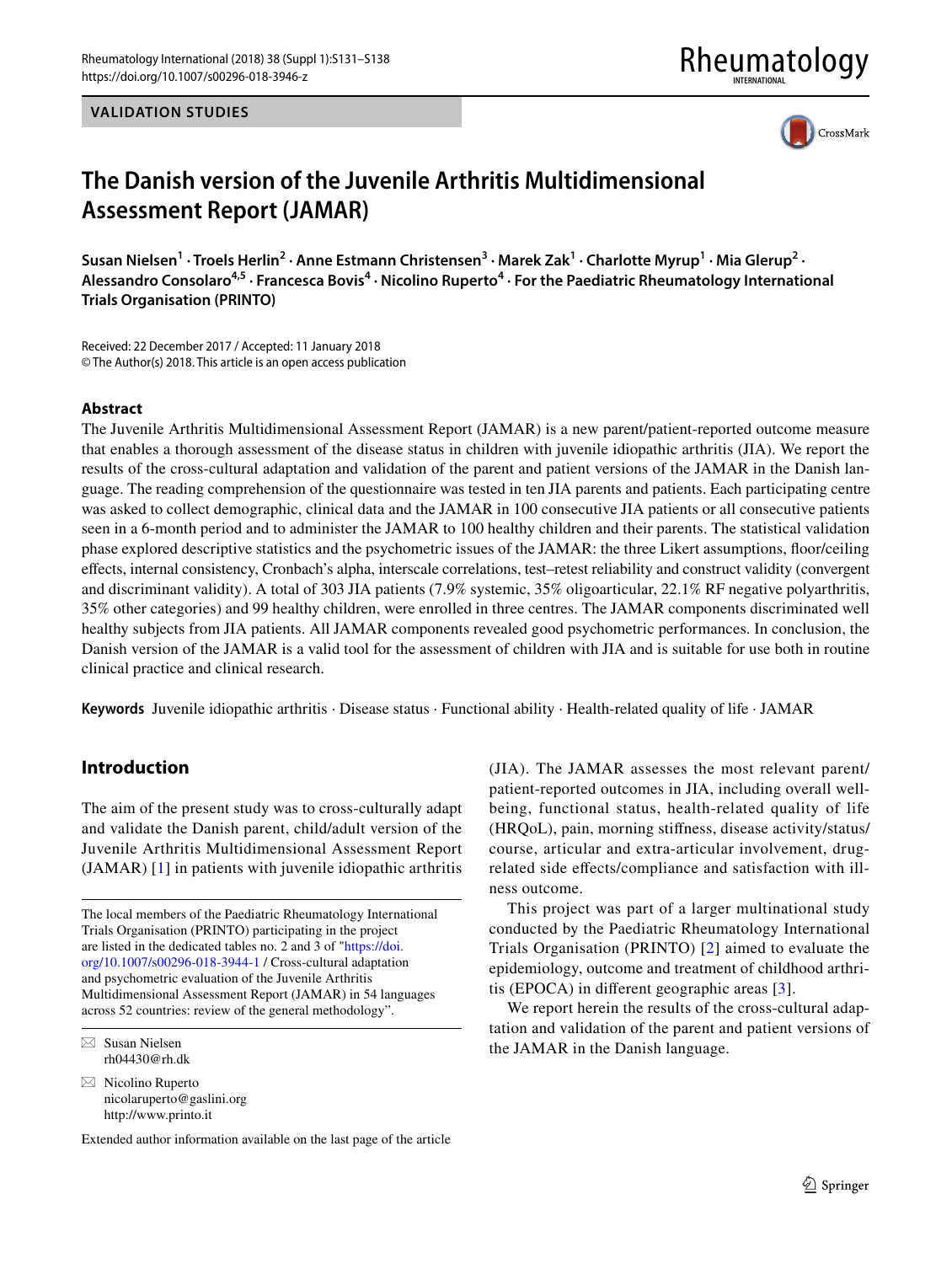VALIDATION STUDIES

# The Danish version of the Juvenile Arthritis Multidimensional Assessment Report (JAMAR)

**Susan Nielsen[1] · Troels Herlin[2] · Anne Estmann Christensen[3] · Marek Zak[1] · Charlotte Myrup[1] · Mia Glerup[2] · Alessandro Consolaro[4,5] · Francesca Bovis[4] · Nicolino Ruperto[4] · For the Paediatric Rheumatology International Trials Organisation (PRINTO)**

Received: 22 December 2017 / Accepted: 11 January 2018
© The Author(s) 2018. This article is an open access publication

## Abstract

The Juvenile Arthritis Multidimensional Assessment Report (JAMAR) is a new parent/patient-reported outcome measure that enables a thorough assessment of the disease status in children with juvenile idiopathic arthritis (JIA). We report the results of the cross-cultural adaptation and validation of the parent and patient versions of the JAMAR in the Danish language. The reading comprehension of the questionnaire was tested in ten JIA parents and patients. Each participating centre was asked to collect demographic, clinical data and the JAMAR in 100 consecutive JIA patients or all consecutive patients seen in a 6-month period and to administer the JAMAR to 100 healthy children and their parents. The statistical validation phase explored descriptive statistics and the psychometric issues of the JAMAR: the three Likert assumptions, floor/ceiling effects, internal consistency, Cronbach's alpha, interscale correlations, test–retest reliability and construct validity (convergent and discriminant validity). A total of 303 JIA patients (7.9% systemic, 35% oligoarticular, 22.1% RF negative polyarthritis, 35% other categories) and 99 healthy children, were enrolled in three centres. The JAMAR components discriminated well healthy subjects from JIA patients. All JAMAR components revealed good psychometric performances. In conclusion, the Danish version of the JAMAR is a valid tool for the assessment of children with JIA and is suitable for use both in routine clinical practice and clinical research.

**Keywords** Juvenile idiopathic arthritis · Disease status · Functional ability · Health-related quality of life · JAMAR

## Introduction

The aim of the present study was to cross-culturally adapt and validate the Danish parent, child/adult version of the Juvenile Arthritis Multidimensional Assessment Report (JAMAR) [1] in patients with juvenile idiopathic arthritis (JIA). The JAMAR assesses the most relevant parent/patient-reported outcomes in JIA, including overall well-being, functional status, health-related quality of life (HRQoL), pain, morning stiffness, disease activity/status/course, articular and extra-articular involvement, drug-related side effects/compliance and satisfaction with illness outcome.

This project was part of a larger multinational study conducted by the Paediatric Rheumatology International Trials Organisation (PRINTO) [2] aimed to evaluate the epidemiology, outcome and treatment of childhood arthritis (EPOCA) in different geographic areas [3].

We report herein the results of the cross-cultural adaptation and validation of the parent and patient versions of the JAMAR in the Danish language.

The local members of the Paediatric Rheumatology International Trials Organisation (PRINTO) participating in the project are listed in the dedicated tables no. 2 and 3 of "https://doi.org/10.1007/s00296-018-3944-1 / Cross-cultural adaptation and psychometric evaluation of the Juvenile Arthritis Multidimensional Assessment Report (JAMAR) in 54 languages across 52 countries: review of the general methodology".

✉ Susan Nielsen
rh04430@rh.dk

✉ Nicolino Ruperto
nicolaruperto@gaslini.org
http://www.printo.it

Extended author information available on the last page of the article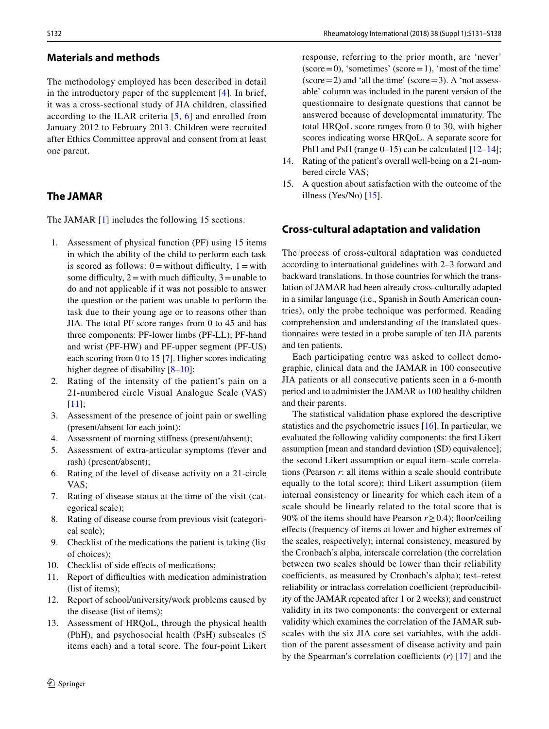## Materials and methods

The methodology employed has been described in detail in the introductory paper of the supplement [4]. In brief, it was a cross-sectional study of JIA children, classified according to the ILAR criteria [5, 6] and enrolled from January 2012 to February 2013. Children were recruited after Ethics Committee approval and consent from at least one parent.

## The JAMAR

The JAMAR [1] includes the following 15 sections:

1. Assessment of physical function (PF) using 15 items in which the ability of the child to perform each task is scored as follows: 0 = without difficulty, 1 = with some difficulty, 2 = with much difficulty, 3 = unable to do and not applicable if it was not possible to answer the question or the patient was unable to perform the task due to their young age or to reasons other than JIA. The total PF score ranges from 0 to 45 and has three components: PF-lower limbs (PF-LL); PF-hand and wrist (PF-HW) and PF-upper segment (PF-US) each scoring from 0 to 15 [7]. Higher scores indicating higher degree of disability [8–10];
2. Rating of the intensity of the patient's pain on a 21-numbered circle Visual Analogue Scale (VAS) [11];
3. Assessment of the presence of joint pain or swelling (present/absent for each joint);
4. Assessment of morning stiffness (present/absent);
5. Assessment of extra-articular symptoms (fever and rash) (present/absent);
6. Rating of the level of disease activity on a 21-circle VAS;
7. Rating of disease status at the time of the visit (categorical scale);
8. Rating of disease course from previous visit (categorical scale);
9. Checklist of the medications the patient is taking (list of choices);
10. Checklist of side effects of medications;
11. Report of difficulties with medication administration (list of items);
12. Report of school/university/work problems caused by the disease (list of items);
13. Assessment of HRQoL, through the physical health (PhH), and psychosocial health (PsH) subscales (5 items each) and a total score. The four-point Likert response, referring to the prior month, are 'never' (score = 0), 'sometimes' (score = 1), 'most of the time' (score = 2) and 'all the time' (score = 3). A 'not assessable' column was included in the parent version of the questionnaire to designate questions that cannot be answered because of developmental immaturity. The total HRQoL score ranges from 0 to 30, with higher scores indicating worse HRQoL. A separate score for PhH and PsH (range 0–15) can be calculated [12–14];
14. Rating of the patient's overall well-being on a 21-numbered circle VAS;
15. A question about satisfaction with the outcome of the illness (Yes/No) [15].

## Cross-cultural adaptation and validation

The process of cross-cultural adaptation was conducted according to international guidelines with 2–3 forward and backward translations. In those countries for which the translation of JAMAR had been already cross-culturally adapted in a similar language (i.e., Spanish in South American countries), only the probe technique was performed. Reading comprehension and understanding of the translated questionnaires were tested in a probe sample of ten JIA parents and ten patients.

Each participating centre was asked to collect demographic, clinical data and the JAMAR in 100 consecutive JIA patients or all consecutive patients seen in a 6-month period and to administer the JAMAR to 100 healthy children and their parents.

The statistical validation phase explored the descriptive statistics and the psychometric issues [16]. In particular, we evaluated the following validity components: the first Likert assumption [mean and standard deviation (SD) equivalence]; the second Likert assumption or equal item–scale correlations (Pearson *r*: all items within a scale should contribute equally to the total score); third Likert assumption (item internal consistency or linearity for which each item of a scale should be linearly related to the total score that is 90% of the items should have Pearson $r \geq 0.4$); floor/ceiling effects (frequency of items at lower and higher extremes of the scales, respectively); internal consistency, measured by the Cronbach's alpha, interscale correlation (the correlation between two scales should be lower than their reliability coefficients, as measured by Cronbach's alpha); test–retest reliability or intraclass correlation coefficient (reproducibility of the JAMAR repeated after 1 or 2 weeks); and construct validity in its two components: the convergent or external validity which examines the correlation of the JAMAR subscales with the six JIA core set variables, with the addition of the parent assessment of disease activity and pain by the Spearman's correlation coefficients (*r*) [17] and the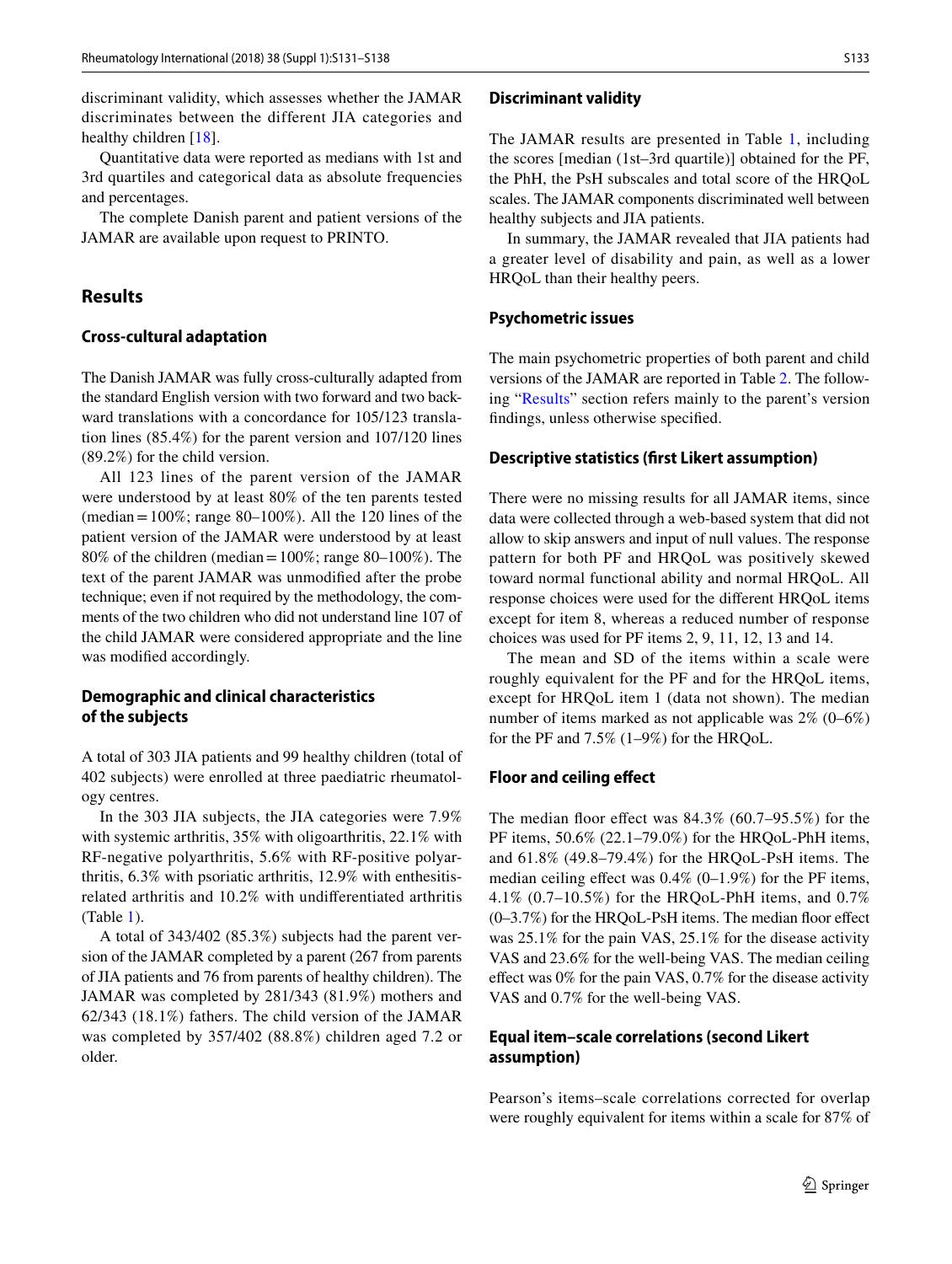discriminant validity, which assesses whether the JAMAR discriminates between the different JIA categories and healthy children [18].

Quantitative data were reported as medians with 1st and 3rd quartiles and categorical data as absolute frequencies and percentages.

The complete Danish parent and patient versions of the JAMAR are available upon request to PRINTO.

## Results

### Cross-cultural adaptation

The Danish JAMAR was fully cross-culturally adapted from the standard English version with two forward and two backward translations with a concordance for 105/123 translation lines (85.4%) for the parent version and 107/120 lines (89.2%) for the child version.

All 123 lines of the parent version of the JAMAR were understood by at least 80% of the ten parents tested (median = 100%; range 80–100%). All the 120 lines of the patient version of the JAMAR were understood by at least 80% of the children (median = 100%; range 80–100%). The text of the parent JAMAR was unmodified after the probe technique; even if not required by the methodology, the comments of the two children who did not understand line 107 of the child JAMAR were considered appropriate and the line was modified accordingly.

### Demographic and clinical characteristics of the subjects

A total of 303 JIA patients and 99 healthy children (total of 402 subjects) were enrolled at three paediatric rheumatology centres.

In the 303 JIA subjects, the JIA categories were 7.9% with systemic arthritis, 35% with oligoarthritis, 22.1% with RF-negative polyarthritis, 5.6% with RF-positive polyarthritis, 6.3% with psoriatic arthritis, 12.9% with enthesitis-related arthritis and 10.2% with undifferentiated arthritis (Table 1).

A total of 343/402 (85.3%) subjects had the parent version of the JAMAR completed by a parent (267 from parents of JIA patients and 76 from parents of healthy children). The JAMAR was completed by 281/343 (81.9%) mothers and 62/343 (18.1%) fathers. The child version of the JAMAR was completed by 357/402 (88.8%) children aged 7.2 or older.

### Discriminant validity

The JAMAR results are presented in Table 1, including the scores [median (1st–3rd quartile)] obtained for the PF, the PhH, the PsH subscales and total score of the HRQoL scales. The JAMAR components discriminated well between healthy subjects and JIA patients.

In summary, the JAMAR revealed that JIA patients had a greater level of disability and pain, as well as a lower HRQoL than their healthy peers.

### Psychometric issues

The main psychometric properties of both parent and child versions of the JAMAR are reported in Table 2. The following "Results" section refers mainly to the parent's version findings, unless otherwise specified.

### Descriptive statistics (first Likert assumption)

There were no missing results for all JAMAR items, since data were collected through a web-based system that did not allow to skip answers and input of null values. The response pattern for both PF and HRQoL was positively skewed toward normal functional ability and normal HRQoL. All response choices were used for the different HRQoL items except for item 8, whereas a reduced number of response choices was used for PF items 2, 9, 11, 12, 13 and 14.

The mean and SD of the items within a scale were roughly equivalent for the PF and for the HRQoL items, except for HRQoL item 1 (data not shown). The median number of items marked as not applicable was 2% (0–6%) for the PF and 7.5% (1–9%) for the HRQoL.

### Floor and ceiling effect

The median floor effect was 84.3% (60.7–95.5%) for the PF items, 50.6% (22.1–79.0%) for the HRQoL-PhH items, and 61.8% (49.8–79.4%) for the HRQoL-PsH items. The median ceiling effect was 0.4% (0–1.9%) for the PF items, 4.1% (0.7–10.5%) for the HRQoL-PhH items, and 0.7% (0–3.7%) for the HRQoL-PsH items. The median floor effect was 25.1% for the pain VAS, 25.1% for the disease activity VAS and 23.6% for the well-being VAS. The median ceiling effect was 0% for the pain VAS, 0.7% for the disease activity VAS and 0.7% for the well-being VAS.

### Equal item–scale correlations (second Likert assumption)

Pearson's items–scale correlations corrected for overlap were roughly equivalent for items within a scale for 87% of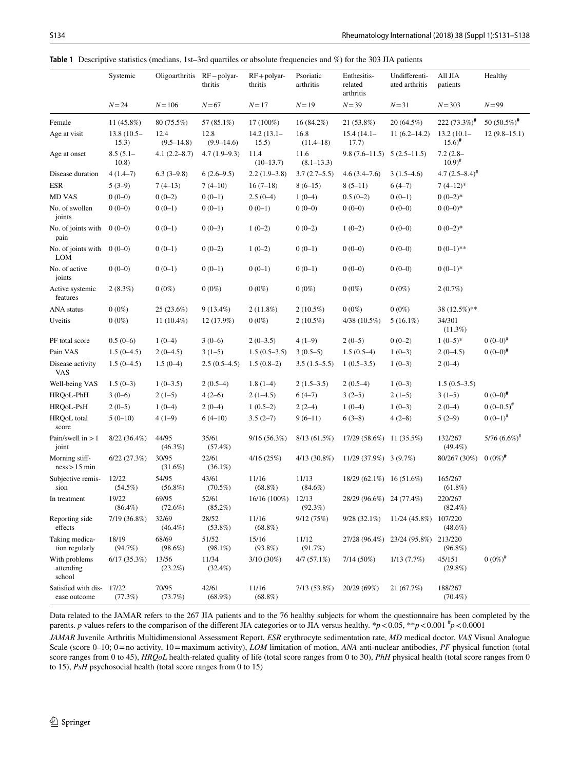**Table 1** Descriptive statistics (medians, 1st–3rd quartiles or absolute frequencies and %) for the 303 JIA patients

| | Systemic | Oligoarthritis | RF−polyarthritis | RF+polyarthritis | Psoriatic arthritis | Enthesitis-related arthritis | Undifferentiated arthritis | All JIA patients | Healthy |
|---|---|---|---|---|---|---|---|---|---|
| | $N=24$ | $N=106$ | $N=67$ | $N=17$ | $N=19$ | $N=39$ | $N=31$ | $N=303$ | $N=99$ |
| Female | 11 (45.8%) | 80 (75.5%) | 57 (85.1%) | 17 (100%) | 16 (84.2%) | 21 (53.8%) | 20 (64.5%) | 222 (73.3%)[#] | 50 (50.5%)[#] |
| Age at visit | 13.8 (10.5–15.3) | 12.4 (9.5–14.8) | 12.8 (9.9–14.6) | 14.2 (13.1–15.5) | 16.8 (11.4–18) | 15.4 (14.1–17.7) | 11 (6.2–14.2) | 13.2 (10.1–15.6)[#] | 12 (9.8–15.1) |
| Age at onset | 8.5 (5.1–10.8) | 4.1 (2.2–8.7) | 4.7 (1.9–9.3) | 11.4 (10–13.7) | 11.6 (8.1–13.3) | 9.8 (7.6–11.5) | 5 (2.5–11.5) | 7.2 (2.8–10.9)[#] | |
| Disease duration | 4 (1.4–7) | 6.3 (3–9.8) | 6 (2.6–9.5) | 2.2 (1.9–3.8) | 3.7 (2.7–5.5) | 4.6 (3.4–7.6) | 3 (1.5–4.6) | 4.7 (2.5–8.4)[#] | |
| ESR | 5 (3–9) | 7 (4–13) | 7 (4–10) | 16 (7–18) | 8 (6–15) | 8 (5–11) | 6 (4–7) | 7 (4–12)* | |
| MD VAS | 0 (0–0) | 0 (0–2) | 0 (0–1) | 2.5 (0–4) | 1 (0–4) | 0.5 (0–2) | 0 (0–1) | 0 (0–2)* | |
| No. of swollen joints | 0 (0–0) | 0 (0–1) | 0 (0–1) | 0 (0–1) | 0 (0–0) | 0 (0–0) | 0 (0–0) | 0 (0–0)* | |
| No. of joints with pain | 0 (0–0) | 0 (0–1) | 0 (0–3) | 1 (0–2) | 0 (0–2) | 1 (0–2) | 0 (0–0) | 0 (0–2)* | |
| No. of joints with LOM | 0 (0–0) | 0 (0–1) | 0 (0–2) | 1 (0–2) | 0 (0–1) | 0 (0–0) | 0 (0–0) | 0 (0–1)** | |
| No. of active joints | 0 (0–0) | 0 (0–1) | 0 (0–1) | 0 (0–1) | 0 (0–1) | 0 (0–0) | 0 (0–0) | 0 (0–1)* | |
| Active systemic features | 2 (8.3%) | 0 (0%) | 0 (0%) | 0 (0%) | 0 (0%) | 0 (0%) | 0 (0%) | 2 (0.7%) | |
| ANA status | 0 (0%) | 25 (23.6%) | 9 (13.4%) | 2 (11.8%) | 2 (10.5%) | 0 (0%) | 0 (0%) | 38 (12.5%)** | |
| Uveitis | 0 (0%) | 11 (10.4%) | 12 (17.9%) | 0 (0%) | 2 (10.5%) | 4/38 (10.5%) | 5 (16.1%) | 34/301 (11.3%) | |
| PF total score | 0.5 (0–6) | 1 (0–4) | 3 (0–6) | 2 (0–3.5) | 4 (1–9) | 2 (0–5) | 0 (0–2) | 1 (0–5)* | 0 (0–0)[#] |
| Pain VAS | 1.5 (0–4.5) | 2 (0–4.5) | 3 (1–5) | 1.5 (0.5–3.5) | 3 (0.5–5) | 1.5 (0.5–4) | 1 (0–3) | 2 (0–4.5) | 0 (0–0)[#] |
| Disease activity VAS | 1.5 (0–4.5) | 1.5 (0–4) | 2.5 (0.5–4.5) | 1.5 (0.8–2) | 3.5 (1.5–5.5) | 1 (0.5–3.5) | 1 (0–3) | 2 (0–4) | |
| Well-being VAS | 1.5 (0–3) | 1 (0–3.5) | 2 (0.5–4) | 1.8 (1–4) | 2 (1.5–3.5) | 2 (0.5–4) | 1 (0–3) | 1.5 (0.5–3.5) | |
| HRQoL-PhH | 3 (0–6) | 2 (1–5) | 4 (2–6) | 2 (1–4.5) | 6 (4–7) | 3 (2–5) | 2 (1–5) | 3 (1–5) | 0 (0–0)[#] |
| HRQoL-PsH | 2 (0–5) | 1 (0–4) | 2 (0–4) | 1 (0.5–2) | 2 (2–4) | 1 (0–4) | 1 (0–3) | 2 (0–4) | 0 (0–0.5)[#] |
| HRQoL total score | 5 (0–10) | 4 (1–9) | 6 (4–10) | 3.5 (2–7) | 9 (6–11) | 6 (3–8) | 4 (2–8) | 5 (2–9) | 0 (0–1)[#] |
| Pain/swell in > 1 joint | 8/22 (36.4%) | 44/95 (46.3%) | 35/61 (57.4%) | 9/16 (56.3%) | 8/13 (61.5%) | 17/29 (58.6%) | 11 (35.5%) | 132/267 (49.4%) | 5/76 (6.6%)[#] |
| Morning stiffness > 15 min | 6/22 (27.3%) | 30/95 (31.6%) | 22/61 (36.1%) | 4/16 (25%) | 4/13 (30.8%) | 11/29 (37.9%) | 3 (9.7%) | 80/267 (30%) | 0 (0%)[#] |
| Subjective remission | 12/22 (54.5%) | 54/95 (56.8%) | 43/61 (70.5%) | 11/16 (68.8%) | 11/13 (84.6%) | 18/29 (62.1%) | 16 (51.6%) | 165/267 (61.8%) | |
| In treatment | 19/22 (86.4%) | 69/95 (72.6%) | 52/61 (85.2%) | 16/16 (100%) | 12/13 (92.3%) | 28/29 (96.6%) | 24 (77.4%) | 220/267 (82.4%) | |
| Reporting side effects | 7/19 (36.8%) | 32/69 (46.4%) | 28/52 (53.8%) | 11/16 (68.8%) | 9/12 (75%) | 9/28 (32.1%) | 11/24 (45.8%) | 107/220 (48.6%) | |
| Taking medication regularly | 18/19 (94.7%) | 68/69 (98.6%) | 51/52 (98.1%) | 15/16 (93.8%) | 11/12 (91.7%) | 27/28 (96.4%) | 23/24 (95.8%) | 213/220 (96.8%) | |
| With problems attending school | 6/17 (35.3%) | 13/56 (23.2%) | 11/34 (32.4%) | 3/10 (30%) | 4/7 (57.1%) | 7/14 (50%) | 1/13 (7.7%) | 45/151 (29.8%) | 0 (0%)[#] |
| Satisfied with disease outcome | 17/22 (77.3%) | 70/95 (73.7%) | 42/61 (68.9%) | 11/16 (68.8%) | 7/13 (53.8%) | 20/29 (69%) | 21 (67.7%) | 188/267 (70.4%) | |

Data related to the JAMAR refers to the 267 JIA patients and to the 76 healthy subjects for whom the questionnaire has been completed by the parents. *p* values refers to the comparison of the different JIA categories or to JIA versus healthy. *$p<0.05$, **$p<0.001$ [#]$p<0.0001$

*JAMAR* Juvenile Arthritis Multidimensional Assessment Report, *ESR* erythrocyte sedimentation rate, *MD* medical doctor, *VAS* Visual Analogue Scale (score 0–10; 0 = no activity, 10 = maximum activity), *LOM* limitation of motion, *ANA* anti-nuclear antibodies, *PF* physical function (total score ranges from 0 to 45), *HRQoL* health-related quality of life (total score ranges from 0 to 30), *PhH* physical health (total score ranges from 0 to 15), *PsH* psychosocial health (total score ranges from 0 to 15)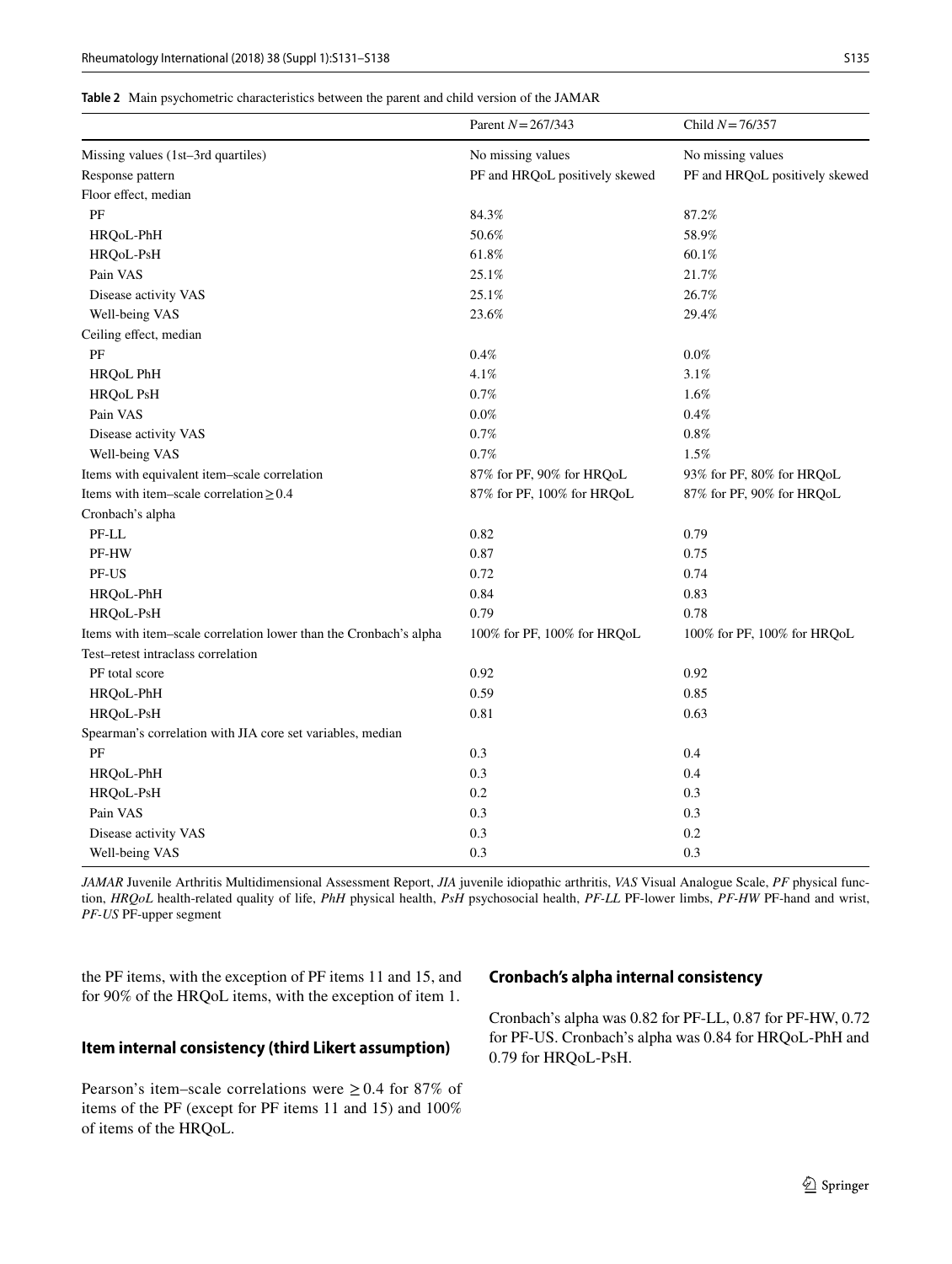**Table 2** Main psychometric characteristics between the parent and child version of the JAMAR

| | Parent $N=267/343$ | Child $N=76/357$ |
|---|---|---|
| Missing values (1st–3rd quartiles) | No missing values | No missing values |
| Response pattern | PF and HRQoL positively skewed | PF and HRQoL positively skewed |
| Floor effect, median | | |
| PF | 84.3% | 87.2% |
| HRQoL-PhH | 50.6% | 58.9% |
| HRQoL-PsH | 61.8% | 60.1% |
| Pain VAS | 25.1% | 21.7% |
| Disease activity VAS | 25.1% | 26.7% |
| Well-being VAS | 23.6% | 29.4% |
| Ceiling effect, median | | |
| PF | 0.4% | 0.0% |
| HRQoL PhH | 4.1% | 3.1% |
| HRQoL PsH | 0.7% | 1.6% |
| Pain VAS | 0.0% | 0.4% |
| Disease activity VAS | 0.7% | 0.8% |
| Well-being VAS | 0.7% | 1.5% |
| Items with equivalent item–scale correlation | 87% for PF, 90% for HRQoL | 93% for PF, 80% for HRQoL |
| Items with item–scale correlation ≥ 0.4 | 87% for PF, 100% for HRQoL | 87% for PF, 90% for HRQoL |
| Cronbach's alpha | | |
| PF-LL | 0.82 | 0.79 |
| PF-HW | 0.87 | 0.75 |
| PF-US | 0.72 | 0.74 |
| HRQoL-PhH | 0.84 | 0.83 |
| HRQoL-PsH | 0.79 | 0.78 |
| Items with item–scale correlation lower than the Cronbach's alpha | 100% for PF, 100% for HRQoL | 100% for PF, 100% for HRQoL |
| Test–retest intraclass correlation | | |
| PF total score | 0.92 | 0.92 |
| HRQoL-PhH | 0.59 | 0.85 |
| HRQoL-PsH | 0.81 | 0.63 |
| Spearman's correlation with JIA core set variables, median | | |
| PF | 0.3 | 0.4 |
| HRQoL-PhH | 0.3 | 0.4 |
| HRQoL-PsH | 0.2 | 0.3 |
| Pain VAS | 0.3 | 0.3 |
| Disease activity VAS | 0.3 | 0.2 |
| Well-being VAS | 0.3 | 0.3 |

*JAMAR* Juvenile Arthritis Multidimensional Assessment Report, *JIA* juvenile idiopathic arthritis, *VAS* Visual Analogue Scale, *PF* physical function, *HRQoL* health-related quality of life, *PhH* physical health, *PsH* psychosocial health, *PF-LL* PF-lower limbs, *PF-HW* PF-hand and wrist, *PF-US* PF-upper segment

the PF items, with the exception of PF items 11 and 15, and for 90% of the HRQoL items, with the exception of item 1.

### Item internal consistency (third Likert assumption)

Pearson's item–scale correlations were ≥ 0.4 for 87% of items of the PF (except for PF items 11 and 15) and 100% of items of the HRQoL.

### Cronbach's alpha internal consistency

Cronbach's alpha was 0.82 for PF-LL, 0.87 for PF-HW, 0.72 for PF-US. Cronbach's alpha was 0.84 for HRQoL-PhH and 0.79 for HRQoL-PsH.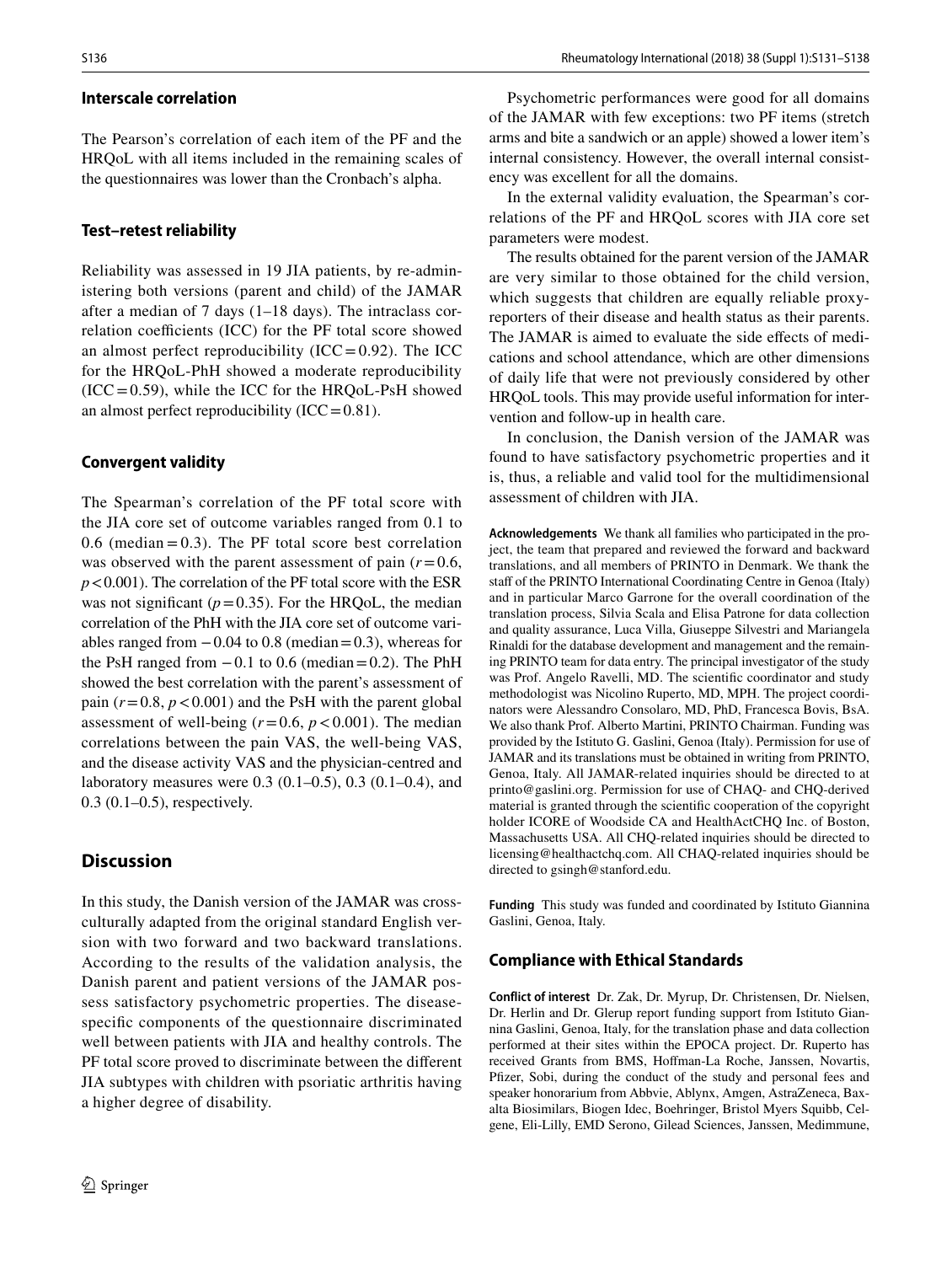### Interscale correlation

The Pearson's correlation of each item of the PF and the HRQoL with all items included in the remaining scales of the questionnaires was lower than the Cronbach's alpha.

### Test–retest reliability

Reliability was assessed in 19 JIA patients, by re-administering both versions (parent and child) of the JAMAR after a median of 7 days (1–18 days). The intraclass correlation coefficients (ICC) for the PF total score showed an almost perfect reproducibility (ICC = 0.92). The ICC for the HRQoL-PhH showed a moderate reproducibility (ICC = 0.59), while the ICC for the HRQoL-PsH showed an almost perfect reproducibility (ICC = 0.81).

### Convergent validity

The Spearman's correlation of the PF total score with the JIA core set of outcome variables ranged from 0.1 to 0.6 (median = 0.3). The PF total score best correlation was observed with the parent assessment of pain ($r = 0.6$, $p < 0.001$). The correlation of the PF total score with the ESR was not significant ($p = 0.35$). For the HRQoL, the median correlation of the PhH with the JIA core set of outcome variables ranged from −0.04 to 0.8 (median = 0.3), whereas for the PsH ranged from −0.1 to 0.6 (median = 0.2). The PhH showed the best correlation with the parent's assessment of pain ($r = 0.8$, $p < 0.001$) and the PsH with the parent global assessment of well-being ($r = 0.6$, $p < 0.001$). The median correlations between the pain VAS, the well-being VAS, and the disease activity VAS and the physician-centred and laboratory measures were 0.3 (0.1–0.5), 0.3 (0.1–0.4), and 0.3 (0.1–0.5), respectively.

## Discussion

In this study, the Danish version of the JAMAR was cross-culturally adapted from the original standard English version with two forward and two backward translations. According to the results of the validation analysis, the Danish parent and patient versions of the JAMAR possess satisfactory psychometric properties. The disease-specific components of the questionnaire discriminated well between patients with JIA and healthy controls. The PF total score proved to discriminate between the different JIA subtypes with children with psoriatic arthritis having a higher degree of disability.

Psychometric performances were good for all domains of the JAMAR with few exceptions: two PF items (stretch arms and bite a sandwich or an apple) showed a lower item's internal consistency. However, the overall internal consistency was excellent for all the domains.

In the external validity evaluation, the Spearman's correlations of the PF and HRQoL scores with JIA core set parameters were modest.

The results obtained for the parent version of the JAMAR are very similar to those obtained for the child version, which suggests that children are equally reliable proxy-reporters of their disease and health status as their parents. The JAMAR is aimed to evaluate the side effects of medications and school attendance, which are other dimensions of daily life that were not previously considered by other HRQoL tools. This may provide useful information for intervention and follow-up in health care.

In conclusion, the Danish version of the JAMAR was found to have satisfactory psychometric properties and it is, thus, a reliable and valid tool for the multidimensional assessment of children with JIA.

**Acknowledgements** We thank all families who participated in the project, the team that prepared and reviewed the forward and backward translations, and all members of PRINTO in Denmark. We thank the staff of the PRINTO International Coordinating Centre in Genoa (Italy) and in particular Marco Garrone for the overall coordination of the translation process, Silvia Scala and Elisa Patrone for data collection and quality assurance, Luca Villa, Giuseppe Silvestri and Mariangela Rinaldi for the database development and management and the remaining PRINTO team for data entry. The principal investigator of the study was Prof. Angelo Ravelli, MD. The scientific coordinator and study methodologist was Nicolino Ruperto, MD, MPH. The project coordinators were Alessandro Consolaro, MD, PhD, Francesca Bovis, BsA. We also thank Prof. Alberto Martini, PRINTO Chairman. Funding was provided by the Istituto G. Gaslini, Genoa (Italy). Permission for use of JAMAR and its translations must be obtained in writing from PRINTO, Genoa, Italy. All JAMAR-related inquiries should be directed to at printo@gaslini.org. Permission for use of CHAQ- and CHQ-derived material is granted through the scientific cooperation of the copyright holder ICORE of Woodside CA and HealthActCHQ Inc. of Boston, Massachusetts USA. All CHQ-related inquiries should be directed to licensing@healthactchq.com. All CHAQ-related inquiries should be directed to gsingh@stanford.edu.

**Funding** This study was funded and coordinated by Istituto Giannina Gaslini, Genoa, Italy.

### Compliance with Ethical Standards

**Conflict of interest** Dr. Zak, Dr. Myrup, Dr. Christensen, Dr. Nielsen, Dr. Herlin and Dr. Glerup report funding support from Istituto Giannina Gaslini, Genoa, Italy, for the translation phase and data collection performed at their sites within the EPOCA project. Dr. Ruperto has received Grants from BMS, Hoffman-La Roche, Janssen, Novartis, Pfizer, Sobi, during the conduct of the study and personal fees and speaker honorarium from Abbvie, Ablynx, Amgen, AstraZeneca, Baxalta Biosimilars, Biogen Idec, Boehringer, Bristol Myers Squibb, Celgene, Eli-Lilly, EMD Serono, Gilead Sciences, Janssen, Medimmune,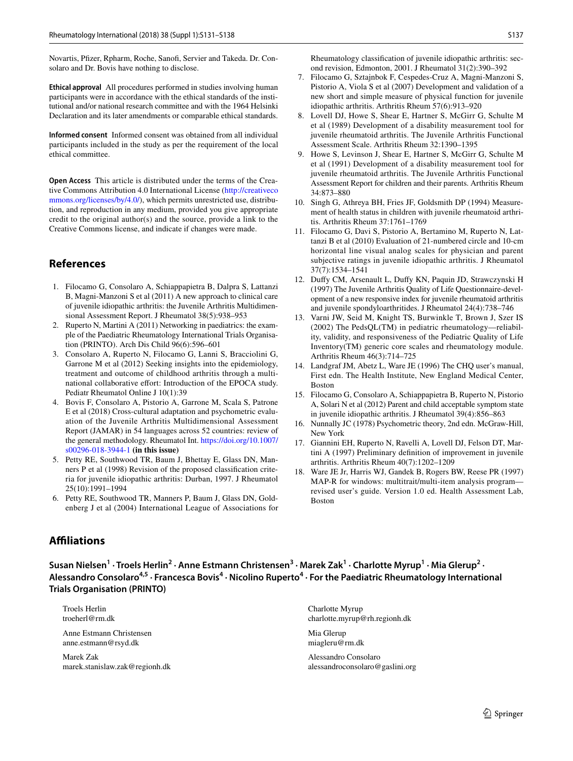Novartis, Pfizer, Rpharm, Roche, Sanofi, Servier and Takeda. Dr. Consolaro and Dr. Bovis have nothing to disclose.

**Ethical approval** All procedures performed in studies involving human participants were in accordance with the ethical standards of the institutional and/or national research committee and with the 1964 Helsinki Declaration and its later amendments or comparable ethical standards.

**Informed consent** Informed consent was obtained from all individual participants included in the study as per the requirement of the local ethical committee.

**Open Access** This article is distributed under the terms of the Creative Commons Attribution 4.0 International License (http://creativecommons.org/licenses/by/4.0/), which permits unrestricted use, distribution, and reproduction in any medium, provided you give appropriate credit to the original author(s) and the source, provide a link to the Creative Commons license, and indicate if changes were made.

## References

1. Filocamo G, Consolaro A, Schiappapietra B, Dalpra S, Lattanzi B, Magni-Manzoni S et al (2011) A new approach to clinical care of juvenile idiopathic arthritis: the Juvenile Arthritis Multidimensional Assessment Report. J Rheumatol 38(5):938–953
2. Ruperto N, Martini A (2011) Networking in paediatrics: the example of the Paediatric Rheumatology International Trials Organisation (PRINTO). Arch Dis Child 96(6):596–601
3. Consolaro A, Ruperto N, Filocamo G, Lanni S, Bracciolini G, Garrone M et al (2012) Seeking insights into the epidemiology, treatment and outcome of childhood arthritis through a multinational collaborative effort: Introduction of the EPOCA study. Pediatr Rheumatol Online J 10(1):39
4. Bovis F, Consolaro A, Pistorio A, Garrone M, Scala S, Patrone E et al (2018) Cross-cultural adaptation and psychometric evaluation of the Juvenile Arthritis Multidimensional Assessment Report (JAMAR) in 54 languages across 52 countries: review of the general methodology. Rheumatol Int. https://doi.org/10.1007/s00296-018-3944-1 **(in this issue)**
5. Petty RE, Southwood TR, Baum J, Bhettay E, Glass DN, Manners P et al (1998) Revision of the proposed classification criteria for juvenile idiopathic arthritis: Durban, 1997. J Rheumatol 25(10):1991–1994
6. Petty RE, Southwood TR, Manners P, Baum J, Glass DN, Goldenberg J et al (2004) International League of Associations for Rheumatology classification of juvenile idiopathic arthritis: second revision, Edmonton, 2001. J Rheumatol 31(2):390–392
7. Filocamo G, Sztajnbok F, Cespedes-Cruz A, Magni-Manzoni S, Pistorio A, Viola S et al (2007) Development and validation of a new short and simple measure of physical function for juvenile idiopathic arthritis. Arthritis Rheum 57(6):913–920
8. Lovell DJ, Howe S, Shear E, Hartner S, McGirr G, Schulte M et al (1989) Development of a disability measurement tool for juvenile rheumatoid arthritis. The Juvenile Arthritis Functional Assessment Scale. Arthritis Rheum 32:1390–1395
9. Howe S, Levinson J, Shear E, Hartner S, McGirr G, Schulte M et al (1991) Development of a disability measurement tool for juvenile rheumatoid arthritis. The Juvenile Arthritis Functional Assessment Report for children and their parents. Arthritis Rheum 34:873–880
10. Singh G, Athreya BH, Fries JF, Goldsmith DP (1994) Measurement of health status in children with juvenile rheumatoid arthritis. Arthritis Rheum 37:1761–1769
11. Filocamo G, Davi S, Pistorio A, Bertamino M, Ruperto N, Lattanzi B et al (2010) Evaluation of 21-numbered circle and 10-cm horizontal line visual analog scales for physician and parent subjective ratings in juvenile idiopathic arthritis. J Rheumatol 37(7):1534–1541
12. Duffy CM, Arsenault L, Duffy KN, Paquin JD, Strawczynski H (1997) The Juvenile Arthritis Quality of Life Questionnaire-development of a new responsive index for juvenile rheumatoid arthritis and juvenile spondyloarthritides. J Rheumatol 24(4):738–746
13. Varni JW, Seid M, Knight TS, Burwinkle T, Brown J, Szer IS (2002) The PedsQL(TM) in pediatric rheumatology—reliability, validity, and responsiveness of the Pediatric Quality of Life Inventory(TM) generic core scales and rheumatology module. Arthritis Rheum 46(3):714–725
14. Landgraf JM, Abetz L, Ware JE (1996) The CHQ user's manual, First edn. The Health Institute, New England Medical Center, Boston
15. Filocamo G, Consolaro A, Schiappapietra B, Ruperto N, Pistorio A, Solari N et al (2012) Parent and child acceptable symptom state in juvenile idiopathic arthritis. J Rheumatol 39(4):856–863
16. Nunnally JC (1978) Psychometric theory, 2nd edn. McGraw-Hill, New York
17. Giannini EH, Ruperto N, Ravelli A, Lovell DJ, Felson DT, Martini A (1997) Preliminary definition of improvement in juvenile arthritis. Arthritis Rheum 40(7):1202–1209
18. Ware JE Jr, Harris WJ, Gandek B, Rogers BW, Reese PR (1997) MAP-R for windows: multitrait/multi-item analysis program—revised user's guide. Version 1.0 ed. Health Assessment Lab, Boston

## Affiliations

**Susan Nielsen[1] · Troels Herlin[2] · Anne Estmann Christensen[3] · Marek Zak[1] · Charlotte Myrup[1] · Mia Glerup[2] · Alessandro Consolaro[4,5] · Francesca Bovis[4] · Nicolino Ruperto[4] · For the Paediatric Rheumatology International Trials Organisation (PRINTO)**

Troels Herlin
troeherl@rm.dk

Anne Estmann Christensen
anne.estmann@rsyd.dk

Marek Zak
marek.stanislaw.zak@regionh.dk

Charlotte Myrup
charlotte.myrup@rh.regionh.dk

Mia Glerup
miagleru@rm.dk

Alessandro Consolaro
alessandroconsolaro@gaslini.org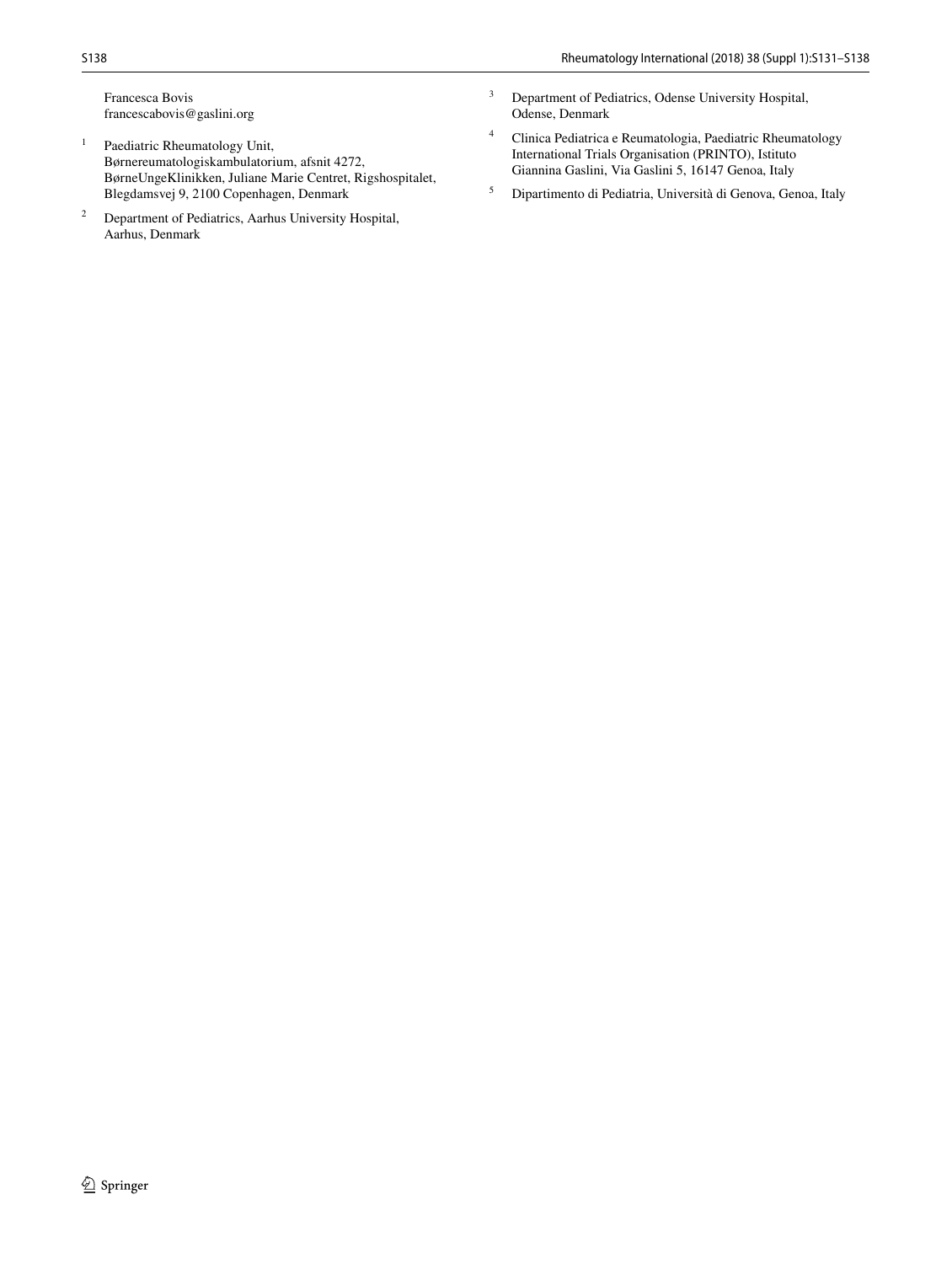Francesca Bovis
francescabovis@gaslini.org

[1] Paediatric Rheumatology Unit, Børnereumatologiskambulatorium, afsnit 4272, BørneUngeKlinikken, Juliane Marie Centret, Rigshospitalet, Blegdamsvej 9, 2100 Copenhagen, Denmark

[2] Department of Pediatrics, Aarhus University Hospital, Aarhus, Denmark

[3] Department of Pediatrics, Odense University Hospital, Odense, Denmark

[4] Clinica Pediatrica e Reumatologia, Paediatric Rheumatology International Trials Organisation (PRINTO), Istituto Giannina Gaslini, Via Gaslini 5, 16147 Genoa, Italy

[5] Dipartimento di Pediatria, Università di Genova, Genoa, Italy